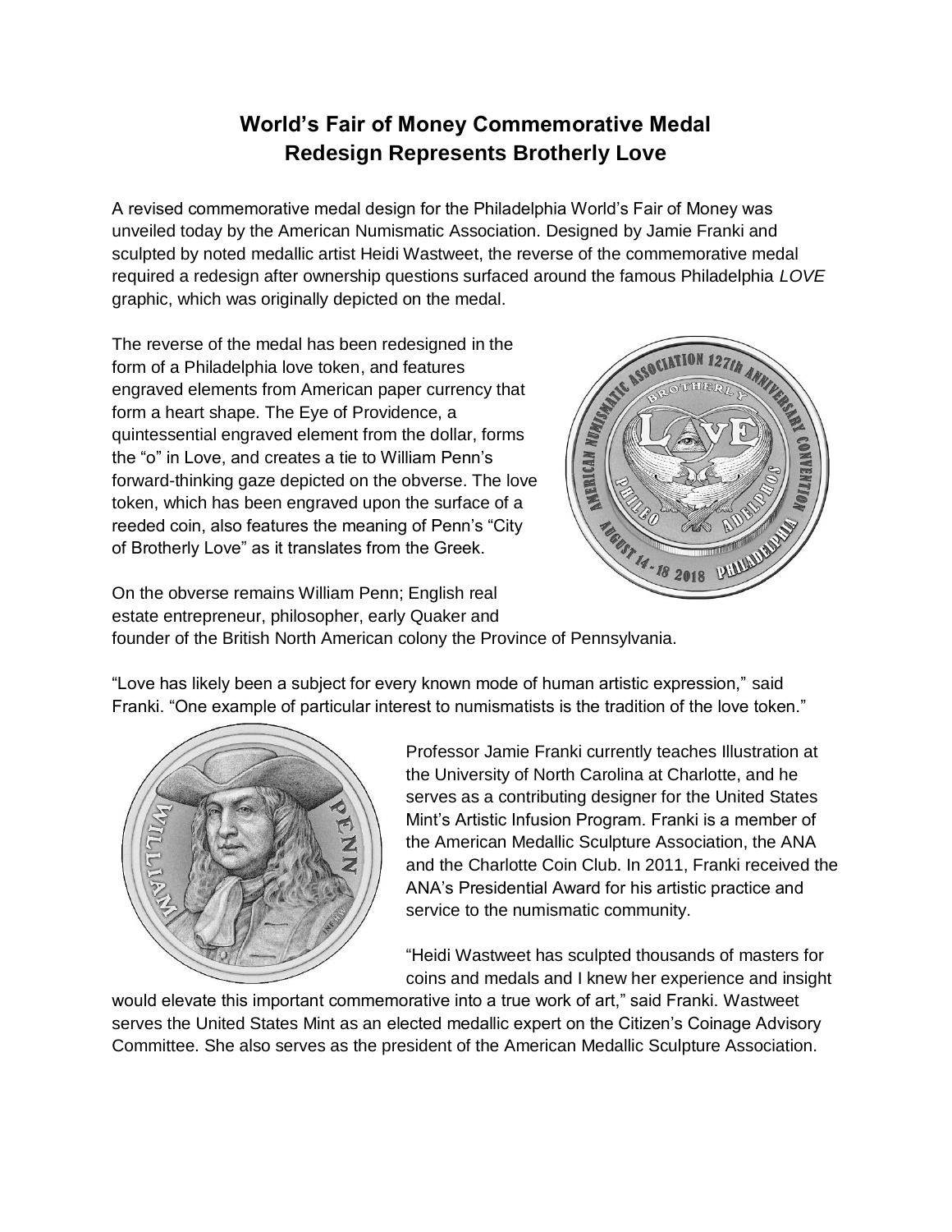# World's Fair of Money Commemorative Medal
# Redesign Represents Brotherly Love

A revised commemorative medal design for the Philadelphia World's Fair of Money was unveiled today by the American Numismatic Association. Designed by Jamie Franki and sculpted by noted medallic artist Heidi Wastweet, the reverse of the commemorative medal required a redesign after ownership questions surfaced around the famous Philadelphia *LOVE* graphic, which was originally depicted on the medal.

The reverse of the medal has been redesigned in the form of a Philadelphia love token, and features engraved elements from American paper currency that form a heart shape. The Eye of Providence, a quintessential engraved element from the dollar, forms the "o" in Love, and creates a tie to William Penn's forward-thinking gaze depicted on the obverse. The love token, which has been engraved upon the surface of a reeded coin, also features the meaning of Penn's "City of Brotherly Love" as it translates from the Greek.

On the obverse remains William Penn; English real estate entrepreneur, philosopher, early Quaker and founder of the British North American colony the Province of Pennsylvania.

"Love has likely been a subject for every known mode of human artistic expression," said Franki. "One example of particular interest to numismatists is the tradition of the love token."

Professor Jamie Franki currently teaches Illustration at the University of North Carolina at Charlotte, and he serves as a contributing designer for the United States Mint's Artistic Infusion Program. Franki is a member of the American Medallic Sculpture Association, the ANA and the Charlotte Coin Club. In 2011, Franki received the ANA's Presidential Award for his artistic practice and service to the numismatic community.

"Heidi Wastweet has sculpted thousands of masters for coins and medals and I knew her experience and insight would elevate this important commemorative into a true work of art," said Franki. Wastweet serves the United States Mint as an elected medallic expert on the Citizen's Coinage Advisory Committee. She also serves as the president of the American Medallic Sculpture Association.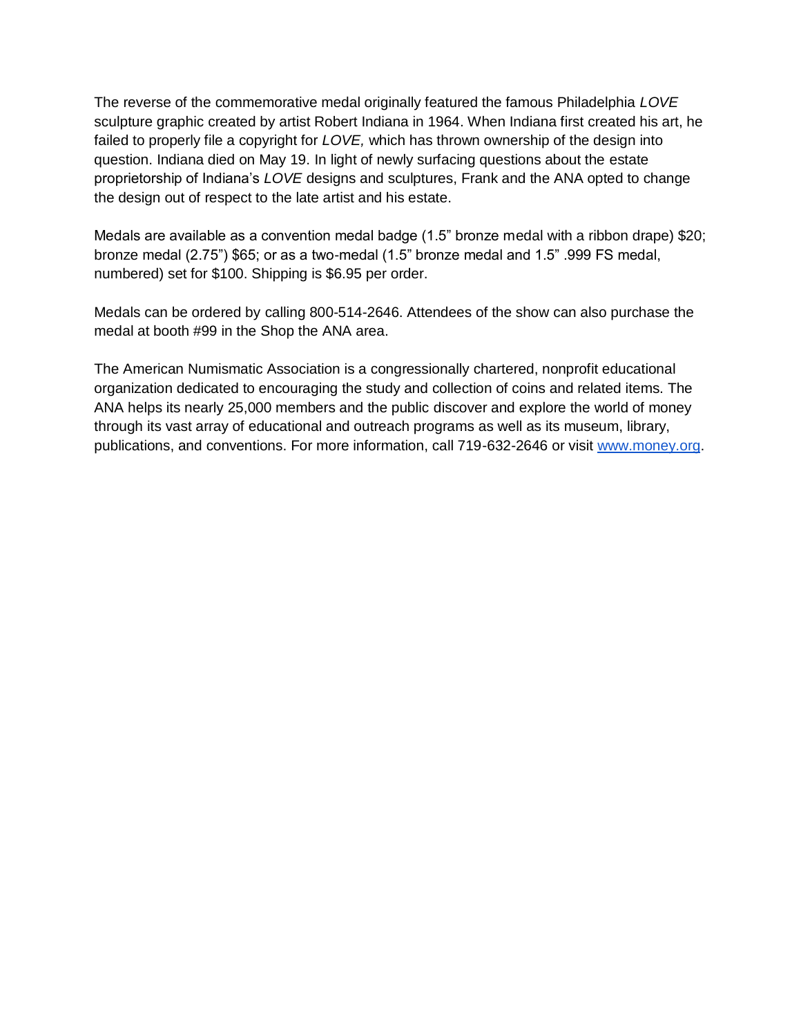The reverse of the commemorative medal originally featured the famous Philadelphia *LOVE* sculpture graphic created by artist Robert Indiana in 1964. When Indiana first created his art, he failed to properly file a copyright for *LOVE,* which has thrown ownership of the design into question. Indiana died on May 19. In light of newly surfacing questions about the estate proprietorship of Indiana's *LOVE* designs and sculptures, Frank and the ANA opted to change the design out of respect to the late artist and his estate.

Medals are available as a convention medal badge (1.5" bronze medal with a ribbon drape) $20; bronze medal (2.75") $65; or as a two-medal (1.5" bronze medal and 1.5" .999 FS medal, numbered) set for $100. Shipping is $6.95 per order.

Medals can be ordered by calling 800-514-2646. Attendees of the show can also purchase the medal at booth #99 in the Shop the ANA area.

The American Numismatic Association is a congressionally chartered, nonprofit educational organization dedicated to encouraging the study and collection of coins and related items. The ANA helps its nearly 25,000 members and the public discover and explore the world of money through its vast array of educational and outreach programs as well as its museum, library, publications, and conventions. For more information, call 719-632-2646 or visit [www.money.org](http://www.money.org).